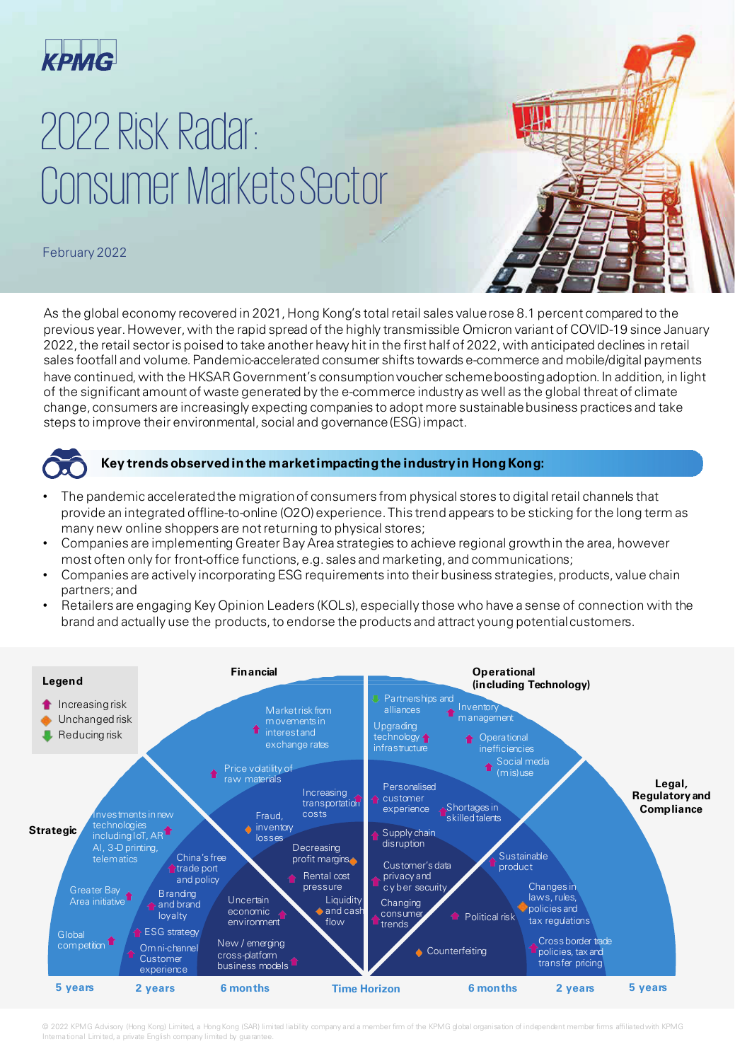KPMG

# 2022 Risk Radar: Consumer Markets Sector

February 2022

As the global economy recovered in 2021, Hong Kong's total retail sales value rose 8.1 percent compared to the previous year. However, with the rapid spread of the highly transmissible Omicron variant of COVID-19 since January 2022, the retail sector is poised to take another heavy hit in the first half of 2022, with anticipated declines in retail sales footfall and volume. Pandemic-accelerated consumer shifts towards e-commerce and mobile/digital payments have continued, with the HKSAR Government's consumption voucher scheme boosting adoption. In addition, in light of the significant amount of waste generated by the e-commerce industry as well as the global threat of climate change, consumers are increasingly expecting companies to adopt more sustainable business practices and take steps to improve their environmental, social and governance (ESG) impact.

## Key trends observed in the market impacting the industry in Hong Kong:

- The pandemic accelerated the migration of consumers from physical stores to digital retail channels that provide an integrated offline-to-online (O2O) experience. This trend appears to be sticking for the long term as many new online shoppers are not returning to physical stores;
- Companies are implementing Greater Bay Area strategies to achieve regional growth in the area, however most often only for front-office functions, e.g. sales and marketing, and communications;
- Companies are actively incorporating ESG requirements into their business strategies, products, value chain partners; and
- Retailers are engaging Key Opinion Leaders (KOLs), especially those who have a sense of connection with the brand and actually use the products, to endorse the products and attract young potential customers.

**Legend**

- ↑ Increasing risk
- ◆ Unchanged risk
- ↓ Reducing risk

**Strategic**

- Global competition ↑ (5 years)
- Greater Bay Area initiative ↑ (5 years)
- Investments in new technologies including IoT, AR AI, 3-D printing, telematics ↑ (5 years)
- Omni-channel Customer experience ↑ (2 years)
- ESG strategy ↑ (2 years)
- Branding and brand loyalty ↑ (2 years)
- China's free trade port and policy ↑ (2 years)
- New / emerging cross-platform business models ↑ (6 months)
- Uncertain economic environment ↑ (6 months)

**Financial**

- Market risk from movements in interest and exchange rates ↑ (5 years)
- Price volatility of raw materials ↑ (2 years)
- Fraud, inventory losses ◆ (2 years)
- Increasing transportation costs ↑ (2 years)
- Decreasing profit margins ◆ (6 months)
- Rental cost pressure ↑ (6 months)
- Liquidity and cash flow ◆ (6 months)

**Operational (including Technology)**

- Partnerships and alliances ↓ (5 years)
- Upgrading technology infrastructure ↑ (5 years)
- Inventory management ↑ (5 years)
- Operational inefficiencies ↑ (5 years)
- Social media (mis)use ↑ (5 years)
- Personalised customer experience ↑ (2 years)
- Shortages in skilled talents ↑ (2 years)
- Supply chain disruption ↑ (6 months)
- Customer's data privacy and cyber security ↑ (6 months)
- Changing consumer trends ↑ (6 months)

**Legal, Regulatory and Compliance**

- Sustainable product ↑ (2 years)
- Changes in laws, rules, policies and tax regulations ◆ (5 years)
- Cross border trade policies, tax and transfer pricing ↑ (5 years)
- Political risk ↑ (2 years)
- Counterfeiting ◆ (6 months)

Time Horizon: 5 years | 2 years | 6 months | 6 months | 2 years | 5 years

© 2022 KPMG Advisory (Hong Kong) Limited, a Hong Kong (SAR) limited liability company and a member firm of the KPMG global organisation of independent member firms affiliated with KPMG International Limited, a private English company limited by guarantee.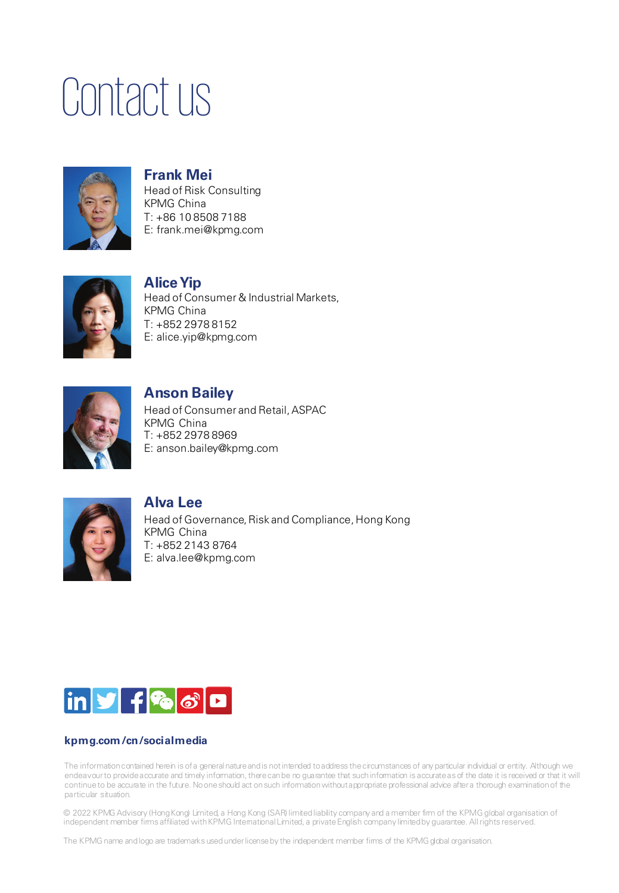# Contact us

**Frank Mei**
Head of Risk Consulting
KPMG China
T: +86 10 8508 7188
E: frank.mei@kpmg.com

**Alice Yip**
Head of Consumer & Industrial Markets,
KPMG China
T: +852 2978 8152
E: alice.yip@kpmg.com

**Anson Bailey**
Head of Consumer and Retail, ASPAC
KPMG China
T: +852 2978 8969
E: anson.bailey@kpmg.com

**Alva Lee**
Head of Governance, Risk and Compliance, Hong Kong
KPMG China
T: +852 2143 8764
E: alva.lee@kpmg.com

**kpmg.com/cn/socialmedia**

The information contained herein is of a general nature and is not intended to address the circumstances of any particular individual or entity. Although we endeavour to provide accurate and timely information, there can be no guarantee that such information is accurate as of the date it is received or that it will continue to be accurate in the future. No one should act on such information without appropriate professional advice after a thorough examination of the particular situation.

© 2022 KPMG Advisory (Hong Kong) Limited, a Hong Kong (SAR) limited liability company and a member firm of the KPMG global organisation of independent member firms affiliated with KPMG International Limited, a private English company limited by guarantee. All rights reserved.

The KPMG name and logo are trademarks used under license by the independent member firms of the KPMG global organisation.